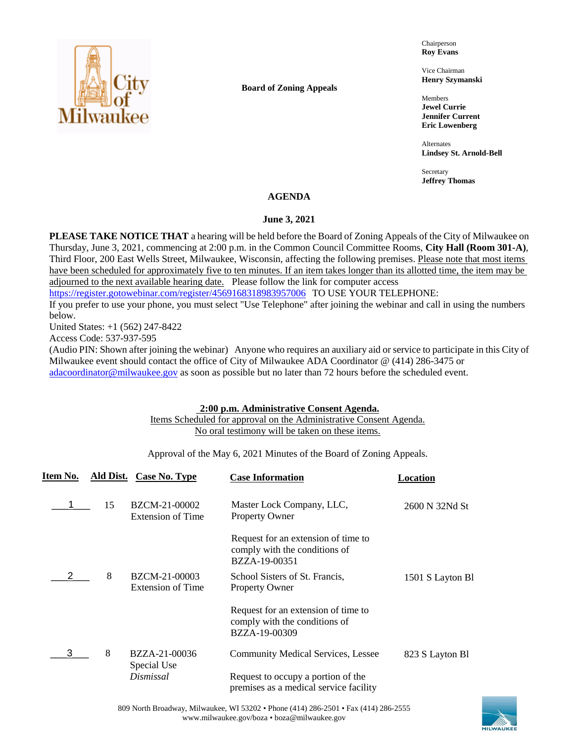**Board of Zoning Appeals**

Chairperson
**Roy Evans**

Vice Chairman
**Henry Szymanski**

Members
**Jewel Currie**
**Jennifer Current**
**Eric Lowenberg**

Alternates
**Lindsey St. Arnold-Bell**

Secretary
**Jeffrey Thomas**

# AGENDA

## June 3, 2021

**PLEASE TAKE NOTICE THAT** a hearing will be held before the Board of Zoning Appeals of the City of Milwaukee on Thursday, June 3, 2021, commencing at 2:00 p.m. in the Common Council Committee Rooms, **City Hall (Room 301-A)**, Third Floor, 200 East Wells Street, Milwaukee, Wisconsin, affecting the following premises. Please note that most items have been scheduled for approximately five to ten minutes. If an item takes longer than its allotted time, the item may be adjourned to the next available hearing date. Please follow the link for computer access https://register.gotowebinar.com/register/4569168318983957006 TO USE YOUR TELEPHONE:
If you prefer to use your phone, you must select "Use Telephone" after joining the webinar and call in using the numbers below.
United States: +1 (562) 247-8422
Access Code: 537-937-595
(Audio PIN: Shown after joining the webinar) Anyone who requires an auxiliary aid or service to participate in this City of Milwaukee event should contact the office of City of Milwaukee ADA Coordinator @ (414) 286-3475 or adacoordinator@milwaukee.gov as soon as possible but no later than 72 hours before the scheduled event.

**2:00 p.m. Administrative Consent Agenda.**
Items Scheduled for approval on the Administrative Consent Agenda.
No oral testimony will be taken on these items.

Approval of the May 6, 2021 Minutes of the Board of Zoning Appeals.

| Item No. | Ald Dist. | Case No. Type | Case Information | Location |
|---|---|---|---|---|
| 1 | 15 | BZCM-21-00002 Extension of Time | Master Lock Company, LLC, Property Owner<br><br>Request for an extension of time to comply with the conditions of BZZA-19-00351 | 2600 N 32Nd St |
| 2 | 8 | BZCM-21-00003 Extension of Time | School Sisters of St. Francis, Property Owner<br><br>Request for an extension of time to comply with the conditions of BZZA-19-00309 | 1501 S Layton Bl |
| 3 | 8 | BZZA-21-00036 Special Use *Dismissal* | Community Medical Services, Lessee<br><br>Request to occupy a portion of the premises as a medical service facility | 823 S Layton Bl |

809 North Broadway, Milwaukee, WI 53202 • Phone (414) 286-2501 • Fax (414) 286-2555
www.milwaukee.gov/boza • boza@milwaukee.gov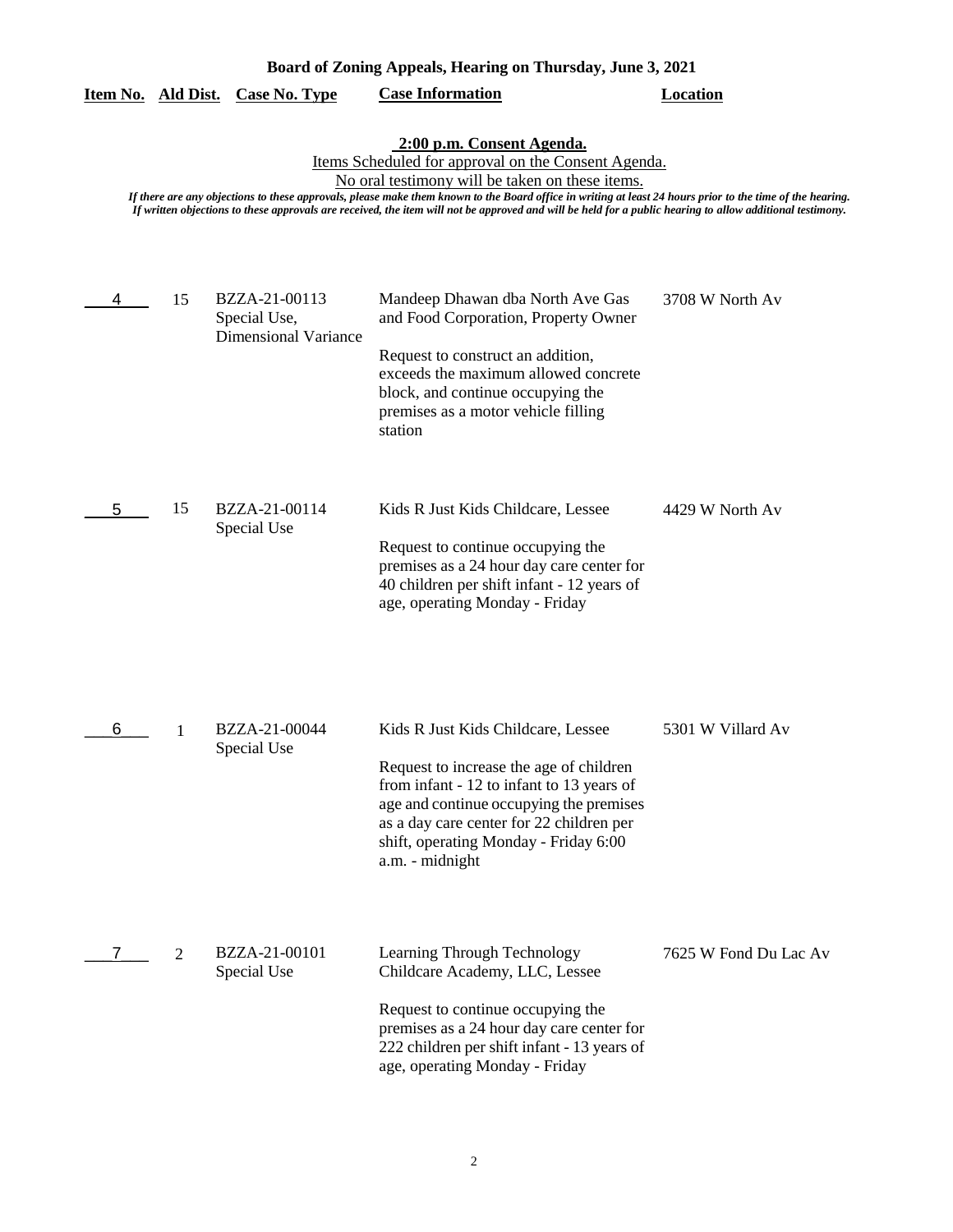**Board of Zoning Appeals, Hearing on Thursday, June 3, 2021**

**2:00 p.m. Consent Agenda.**

Items Scheduled for approval on the Consent Agenda.

No oral testimony will be taken on these items.

*If there are any objections to these approvals, please make them known to the Board office in writing at least 24 hours prior to the time of the hearing. If written objections to these approvals are received, the item will not be approved and will be held for a public hearing to allow additional testimony.*

| Item No. | Ald Dist. | Case No. Type | Case Information | Location |
|---|---|---|---|---|
| 4 | 15 | BZZA-21-00113 Special Use, Dimensional Variance | Mandeep Dhawan dba North Ave Gas and Food Corporation, Property Owner<br><br>Request to construct an addition, exceeds the maximum allowed concrete block, and continue occupying the premises as a motor vehicle filling station | 3708 W North Av |
| 5 | 15 | BZZA-21-00114 Special Use | Kids R Just Kids Childcare, Lessee<br><br>Request to continue occupying the premises as a 24 hour day care center for 40 children per shift infant - 12 years of age, operating Monday - Friday | 4429 W North Av |
| 6 | 1 | BZZA-21-00044 Special Use | Kids R Just Kids Childcare, Lessee<br><br>Request to increase the age of children from infant - 12 to infant to 13 years of age and continue occupying the premises as a day care center for 22 children per shift, operating Monday - Friday 6:00 a.m. - midnight | 5301 W Villard Av |
| 7 | 2 | BZZA-21-00101 Special Use | Learning Through Technology Childcare Academy, LLC, Lessee<br><br>Request to continue occupying the premises as a 24 hour day care center for 222 children per shift infant - 13 years of age, operating Monday - Friday | 7625 W Fond Du Lac Av |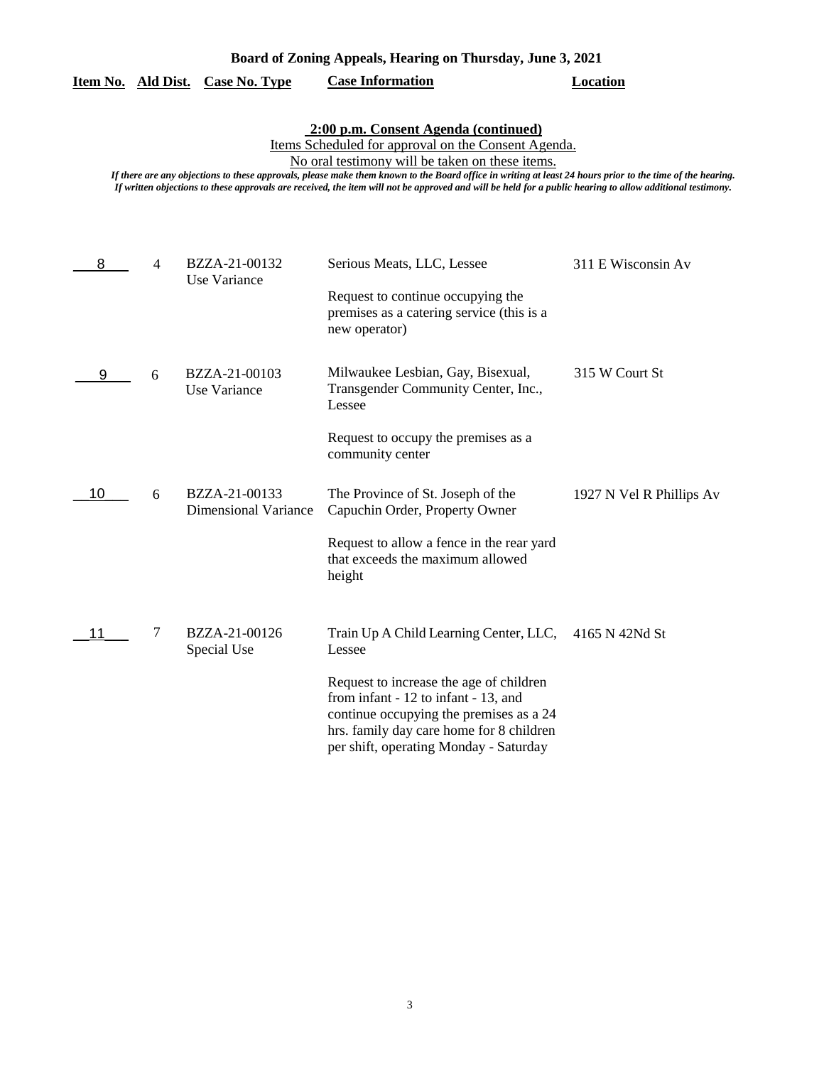**Board of Zoning Appeals, Hearing on Thursday, June 3, 2021**

**2:00 p.m. Consent Agenda (continued)**

Items Scheduled for approval on the Consent Agenda.

No oral testimony will be taken on these items.

*If there are any objections to these approvals, please make them known to the Board office in writing at least 24 hours prior to the time of the hearing.*
*If written objections to these approvals are received, the item will not be approved and will be held for a public hearing to allow additional testimony.*

| Item No. | Ald Dist. | Case No. Type | Case Information | Location |
|---|---|---|---|---|
| 8 | 4 | BZZA-21-00132<br>Use Variance | Serious Meats, LLC, Lessee<br><br>Request to continue occupying the premises as a catering service (this is a new operator) | 311 E Wisconsin Av |
| 9 | 6 | BZZA-21-00103<br>Use Variance | Milwaukee Lesbian, Gay, Bisexual, Transgender Community Center, Inc., Lessee<br><br>Request to occupy the premises as a community center | 315 W Court St |
| 10 | 6 | BZZA-21-00133<br>Dimensional Variance | The Province of St. Joseph of the Capuchin Order, Property Owner<br><br>Request to allow a fence in the rear yard that exceeds the maximum allowed height | 1927 N Vel R Phillips Av |
| 11 | 7 | BZZA-21-00126<br>Special Use | Train Up A Child Learning Center, LLC, Lessee<br><br>Request to increase the age of children from infant - 12 to infant - 13, and continue occupying the premises as a 24 hrs. family day care home for 8 children per shift, operating Monday - Saturday | 4165 N 42Nd St |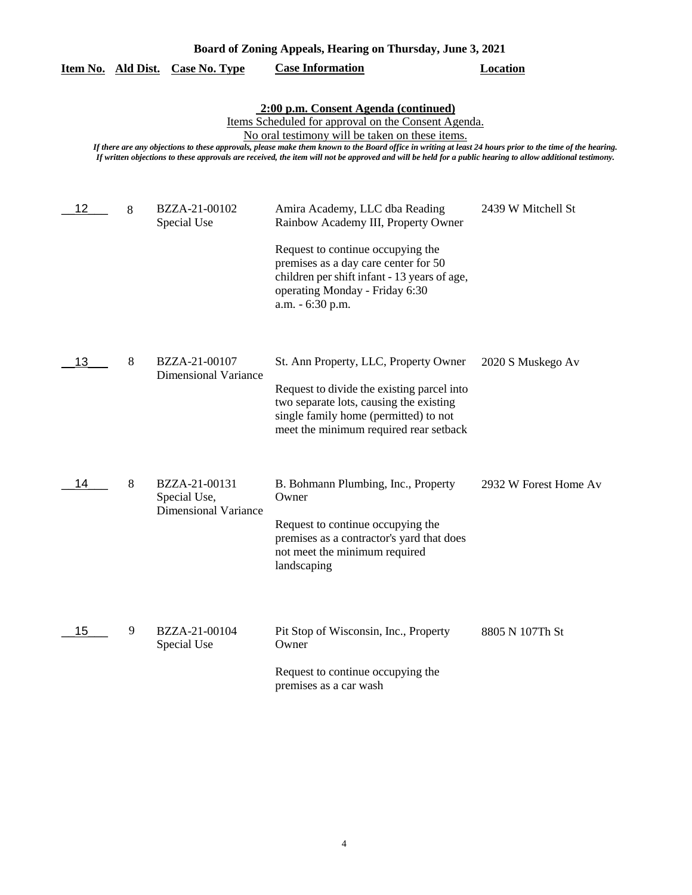**Board of Zoning Appeals, Hearing on Thursday, June 3, 2021**

**2:00 p.m. Consent Agenda (continued)**

Items Scheduled for approval on the Consent Agenda.

No oral testimony will be taken on these items.

*If there are any objections to these approvals, please make them known to the Board office in writing at least 24 hours prior to the time of the hearing.*
*If written objections to these approvals are received, the item will not be approved and will be held for a public hearing to allow additional testimony.*

| Item No. | Ald Dist. | Case No. Type | Case Information | Location |
|---|---|---|---|---|
| 12 | 8 | BZZA-21-00102<br>Special Use | Amira Academy, LLC dba Reading Rainbow Academy III, Property Owner<br><br>Request to continue occupying the premises as a day care center for 50 children per shift infant - 13 years of age, operating Monday - Friday 6:30 a.m. - 6:30 p.m. | 2439 W Mitchell St |
| 13 | 8 | BZZA-21-00107<br>Dimensional Variance | St. Ann Property, LLC, Property Owner<br><br>Request to divide the existing parcel into two separate lots, causing the existing single family home (permitted) to not meet the minimum required rear setback | 2020 S Muskego Av |
| 14 | 8 | BZZA-21-00131<br>Special Use,<br>Dimensional Variance | B. Bohmann Plumbing, Inc., Property Owner<br><br>Request to continue occupying the premises as a contractor's yard that does not meet the minimum required landscaping | 2932 W Forest Home Av |
| 15 | 9 | BZZA-21-00104<br>Special Use | Pit Stop of Wisconsin, Inc., Property Owner<br><br>Request to continue occupying the premises as a car wash | 8805 N 107Th St |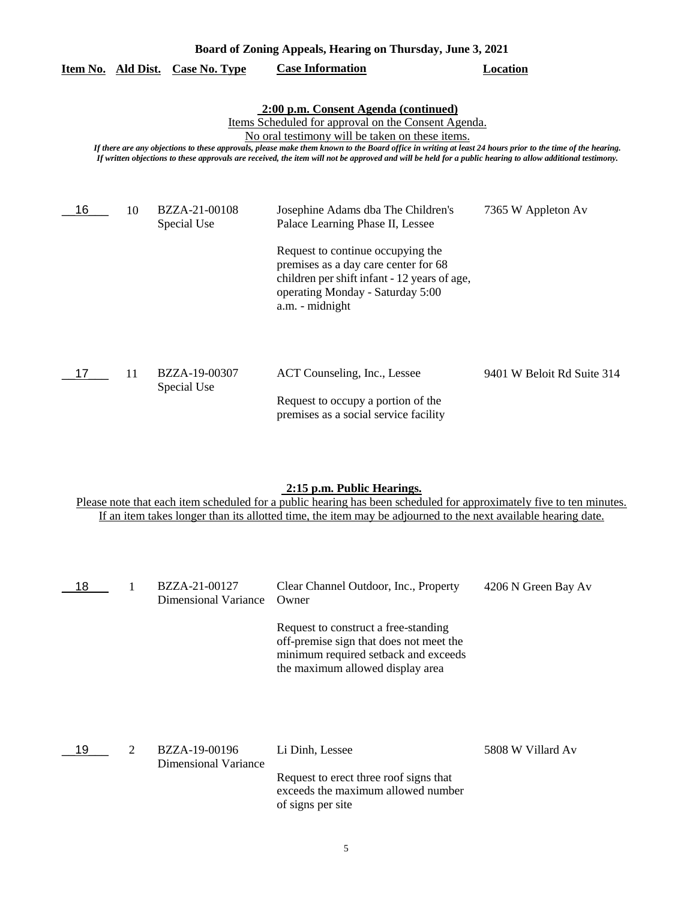**Board of Zoning Appeals, Hearing on Thursday, June 3, 2021**

| Item No. | Ald Dist. | Case No. Type | Case Information | Location |
|---|---|---|---|---|

**2:00 p.m. Consent Agenda (continued)**

Items Scheduled for approval on the Consent Agenda.

No oral testimony will be taken on these items.

*If there are any objections to these approvals, please make them known to the Board office in writing at least 24 hours prior to the time of the hearing. If written objections to these approvals are received, the item will not be approved and will be held for a public hearing to allow additional testimony.*

| Item No. | Ald Dist. | Case No. Type | Case Information | Location |
|---|---|---|---|---|
| 16 | 10 | BZZA-21-00108 Special Use | Josephine Adams dba The Children's Palace Learning Phase II, Lessee<br><br>Request to continue occupying the premises as a day care center for 68 children per shift infant - 12 years of age, operating Monday - Saturday 5:00 a.m. - midnight | 7365 W Appleton Av |
| 17 | 11 | BZZA-19-00307 Special Use | ACT Counseling, Inc., Lessee<br><br>Request to occupy a portion of the premises as a social service facility | 9401 W Beloit Rd Suite 314 |

**2:15 p.m. Public Hearings.**

Please note that each item scheduled for a public hearing has been scheduled for approximately five to ten minutes. If an item takes longer than its allotted time, the item may be adjourned to the next available hearing date.

| Item No. | Ald Dist. | Case No. Type | Case Information | Location |
|---|---|---|---|---|
| 18 | 1 | BZZA-21-00127 Dimensional Variance | Clear Channel Outdoor, Inc., Property Owner<br><br>Request to construct a free-standing off-premise sign that does not meet the minimum required setback and exceeds the maximum allowed display area | 4206 N Green Bay Av |
| 19 | 2 | BZZA-19-00196 Dimensional Variance | Li Dinh, Lessee<br><br>Request to erect three roof signs that exceeds the maximum allowed number of signs per site | 5808 W Villard Av |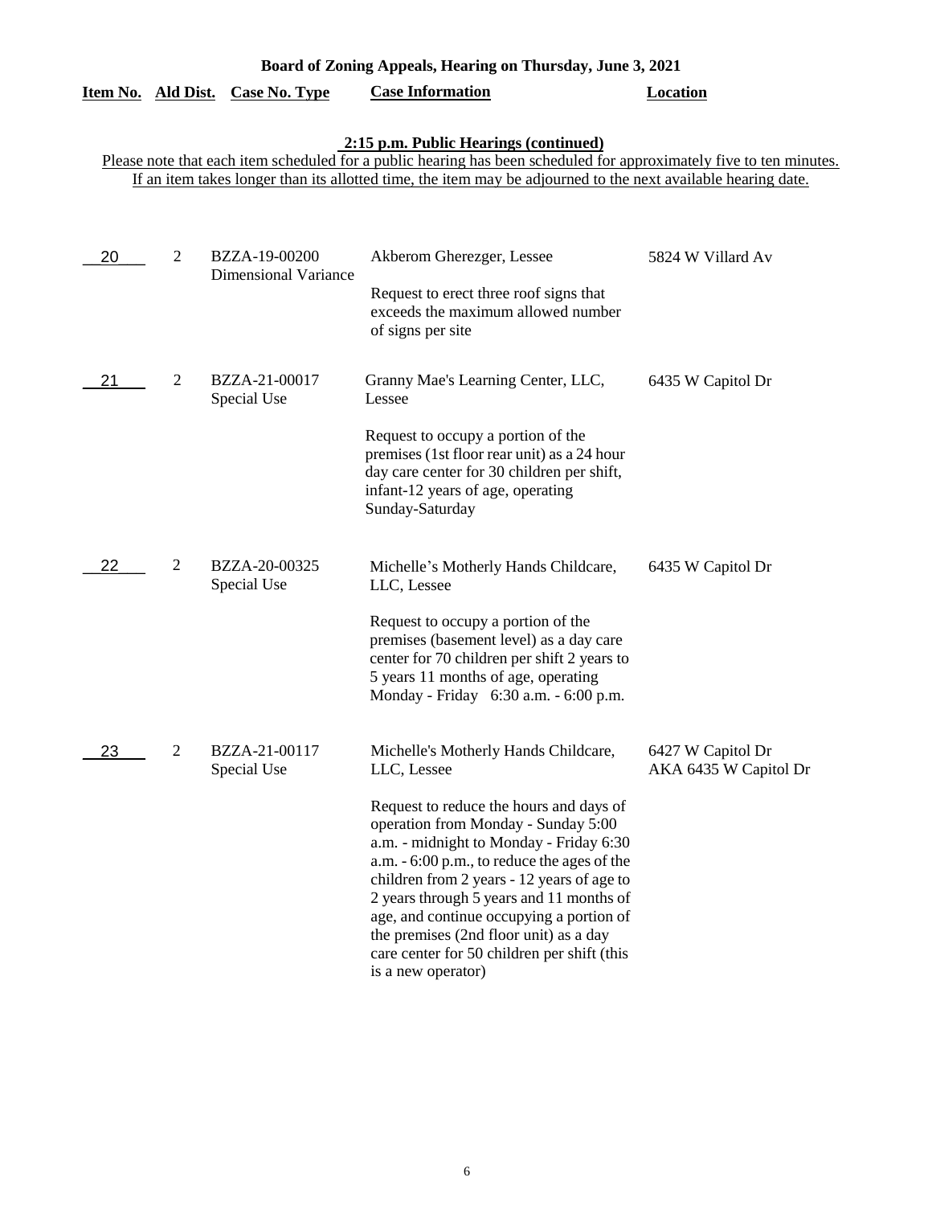**Board of Zoning Appeals, Hearing on Thursday, June 3, 2021**

**2:15 p.m. Public Hearings (continued)**

Please note that each item scheduled for a public hearing has been scheduled for approximately five to ten minutes. If an item takes longer than its allotted time, the item may be adjourned to the next available hearing date.

| Item No. | Ald Dist. | Case No. Type | Case Information | Location |
|---|---|---|---|---|
| 20 | 2 | BZZA-19-00200 Dimensional Variance | Akberom Gherezger, Lessee<br><br>Request to erect three roof signs that exceeds the maximum allowed number of signs per site | 5824 W Villard Av |
| 21 | 2 | BZZA-21-00017 Special Use | Granny Mae's Learning Center, LLC, Lessee<br><br>Request to occupy a portion of the premises (1st floor rear unit) as a 24 hour day care center for 30 children per shift, infant-12 years of age, operating Sunday-Saturday | 6435 W Capitol Dr |
| 22 | 2 | BZZA-20-00325 Special Use | Michelle's Motherly Hands Childcare, LLC, Lessee<br><br>Request to occupy a portion of the premises (basement level) as a day care center for 70 children per shift 2 years to 5 years 11 months of age, operating Monday - Friday 6:30 a.m. - 6:00 p.m. | 6435 W Capitol Dr |
| 23 | 2 | BZZA-21-00117 Special Use | Michelle's Motherly Hands Childcare, LLC, Lessee<br><br>Request to reduce the hours and days of operation from Monday - Sunday 5:00 a.m. - midnight to Monday - Friday 6:30 a.m. - 6:00 p.m., to reduce the ages of the children from 2 years - 12 years of age to 2 years through 5 years and 11 months of age, and continue occupying a portion of the premises (2nd floor unit) as a day care center for 50 children per shift (this is a new operator) | 6427 W Capitol Dr AKA 6435 W Capitol Dr |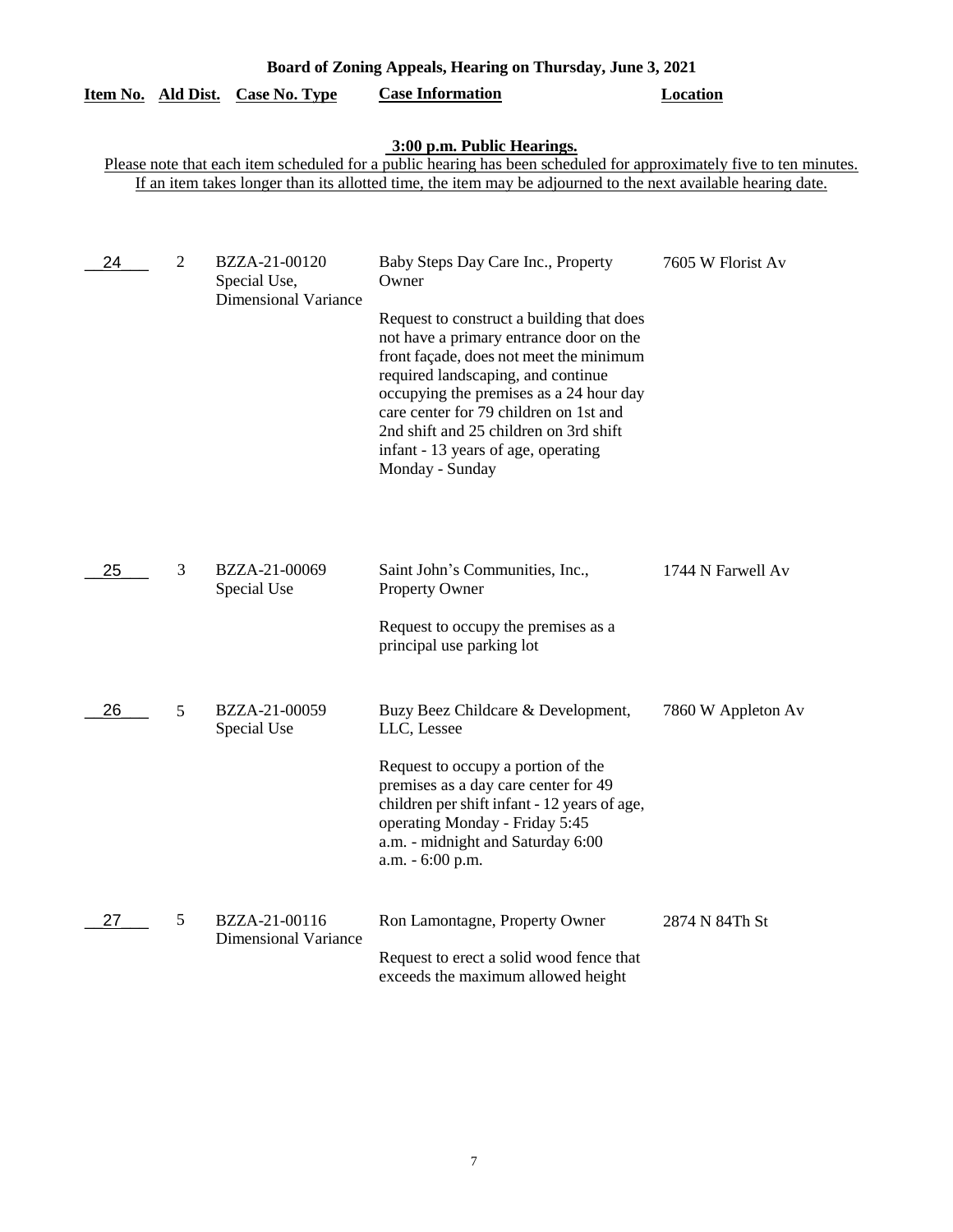**Board of Zoning Appeals, Hearing on Thursday, June 3, 2021**

**3:00 p.m. Public Hearings.**

Please note that each item scheduled for a public hearing has been scheduled for approximately five to ten minutes. If an item takes longer than its allotted time, the item may be adjourned to the next available hearing date.

| Item No. | Ald Dist. | Case No. Type | Case Information | Location |
|---|---|---|---|---|
| 24 | 2 | BZZA-21-00120 Special Use, Dimensional Variance | Baby Steps Day Care Inc., Property Owner<br><br>Request to construct a building that does not have a primary entrance door on the front façade, does not meet the minimum required landscaping, and continue occupying the premises as a 24 hour day care center for 79 children on 1st and 2nd shift and 25 children on 3rd shift infant - 13 years of age, operating Monday - Sunday | 7605 W Florist Av |
| 25 | 3 | BZZA-21-00069 Special Use | Saint John's Communities, Inc., Property Owner<br><br>Request to occupy the premises as a principal use parking lot | 1744 N Farwell Av |
| 26 | 5 | BZZA-21-00059 Special Use | Buzy Beez Childcare & Development, LLC, Lessee<br><br>Request to occupy a portion of the premises as a day care center for 49 children per shift infant - 12 years of age, operating Monday - Friday 5:45 a.m. - midnight and Saturday 6:00 a.m. - 6:00 p.m. | 7860 W Appleton Av |
| 27 | 5 | BZZA-21-00116 Dimensional Variance | Ron Lamontagne, Property Owner<br><br>Request to erect a solid wood fence that exceeds the maximum allowed height | 2874 N 84Th St |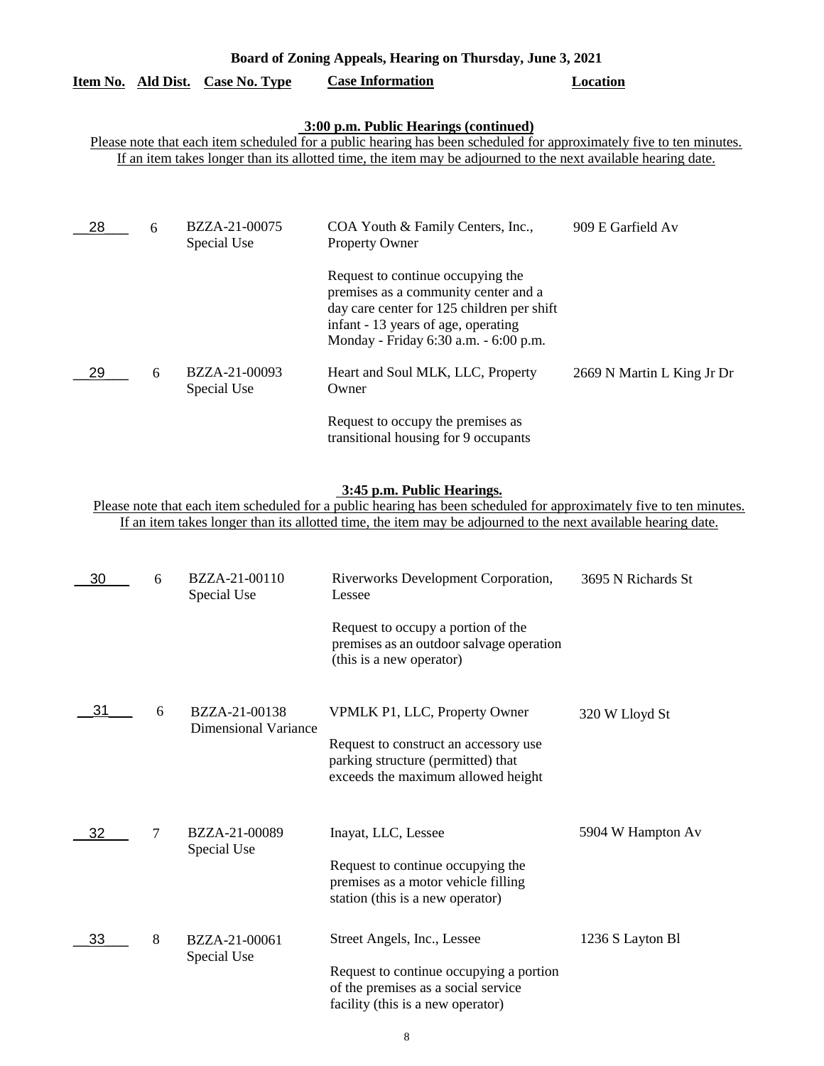**Board of Zoning Appeals, Hearing on Thursday, June 3, 2021**

| Item No. | Ald Dist. | Case No. Type | Case Information | Location |
|---|---|---|---|---|

**3:00 p.m. Public Hearings (continued)**

Please note that each item scheduled for a public hearing has been scheduled for approximately five to ten minutes. If an item takes longer than its allotted time, the item may be adjourned to the next available hearing date.

| Item No. | Ald Dist. | Case No. Type | Case Information | Location |
|---|---|---|---|---|
| 28 | 6 | BZZA-21-00075 Special Use | COA Youth & Family Centers, Inc., Property Owner<br><br>Request to continue occupying the premises as a community center and a day care center for 125 children per shift infant - 13 years of age, operating Monday - Friday 6:30 a.m. - 6:00 p.m. | 909 E Garfield Av |
| 29 | 6 | BZZA-21-00093 Special Use | Heart and Soul MLK, LLC, Property Owner<br><br>Request to occupy the premises as transitional housing for 9 occupants | 2669 N Martin L King Jr Dr |

**3:45 p.m. Public Hearings.**

Please note that each item scheduled for a public hearing has been scheduled for approximately five to ten minutes. If an item takes longer than its allotted time, the item may be adjourned to the next available hearing date.

| Item No. | Ald Dist. | Case No. Type | Case Information | Location |
|---|---|---|---|---|
| 30 | 6 | BZZA-21-00110 Special Use | Riverworks Development Corporation, Lessee<br><br>Request to occupy a portion of the premises as an outdoor salvage operation (this is a new operator) | 3695 N Richards St |
| 31 | 6 | BZZA-21-00138 Dimensional Variance | VPMLK P1, LLC, Property Owner<br><br>Request to construct an accessory use parking structure (permitted) that exceeds the maximum allowed height | 320 W Lloyd St |
| 32 | 7 | BZZA-21-00089 Special Use | Inayat, LLC, Lessee<br><br>Request to continue occupying the premises as a motor vehicle filling station (this is a new operator) | 5904 W Hampton Av |
| 33 | 8 | BZZA-21-00061 Special Use | Street Angels, Inc., Lessee<br><br>Request to continue occupying a portion of the premises as a social service facility (this is a new operator) | 1236 S Layton Bl |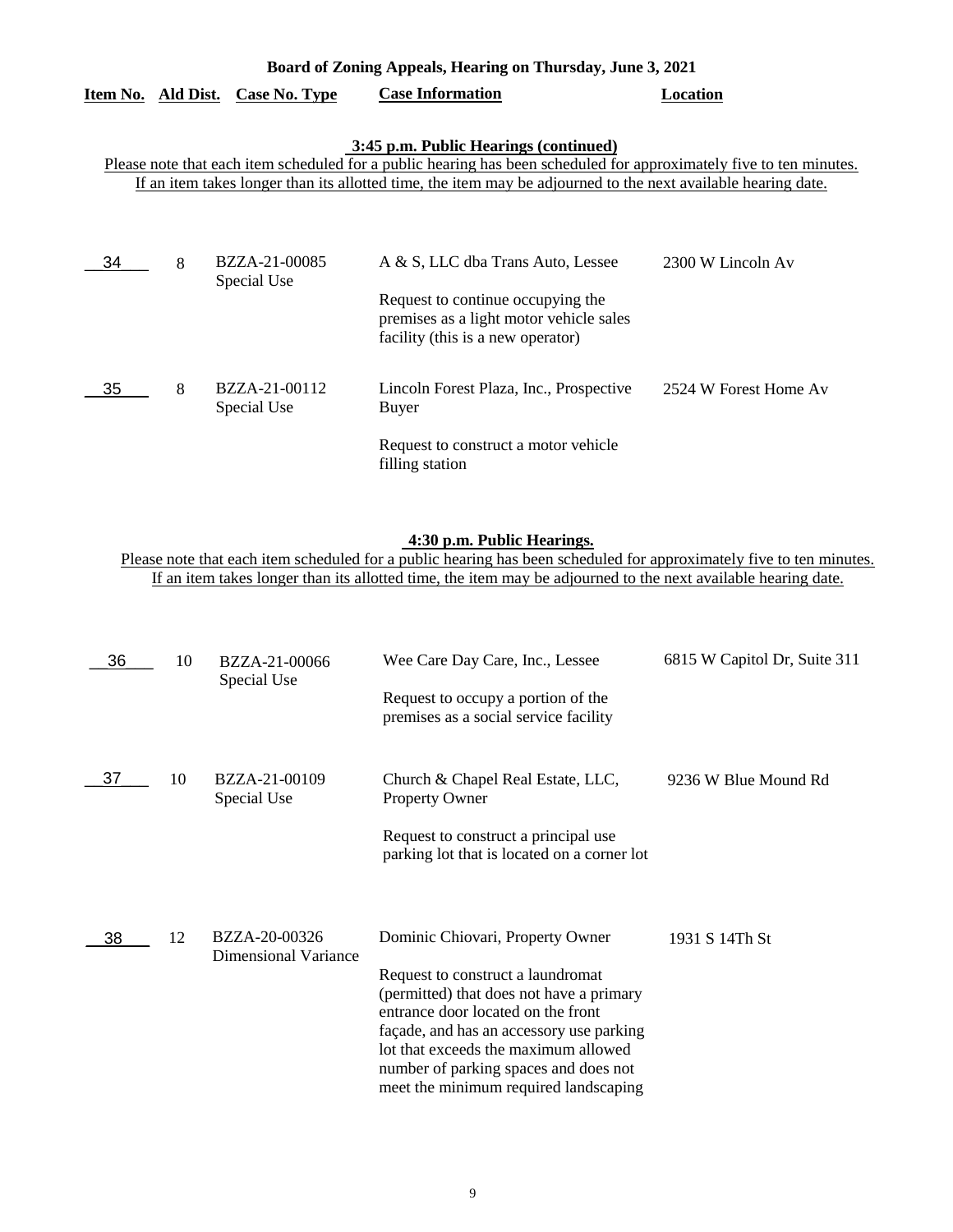**Board of Zoning Appeals, Hearing on Thursday, June 3, 2021**

**3:45 p.m. Public Hearings (continued)**

Please note that each item scheduled for a public hearing has been scheduled for approximately five to ten minutes. If an item takes longer than its allotted time, the item may be adjourned to the next available hearing date.

| Item No. | Ald Dist. | Case No. Type | Case Information | Location |
|---|---|---|---|---|
| 34 | 8 | BZZA-21-00085 Special Use | A & S, LLC dba Trans Auto, Lessee<br><br>Request to continue occupying the premises as a light motor vehicle sales facility (this is a new operator) | 2300 W Lincoln Av |
| 35 | 8 | BZZA-21-00112 Special Use | Lincoln Forest Plaza, Inc., Prospective Buyer<br><br>Request to construct a motor vehicle filling station | 2524 W Forest Home Av |

**4:30 p.m. Public Hearings.**

Please note that each item scheduled for a public hearing has been scheduled for approximately five to ten minutes. If an item takes longer than its allotted time, the item may be adjourned to the next available hearing date.

| Item No. | Ald Dist. | Case No. Type | Case Information | Location |
|---|---|---|---|---|
| 36 | 10 | BZZA-21-00066 Special Use | Wee Care Day Care, Inc., Lessee<br><br>Request to occupy a portion of the premises as a social service facility | 6815 W Capitol Dr, Suite 311 |
| 37 | 10 | BZZA-21-00109 Special Use | Church & Chapel Real Estate, LLC, Property Owner<br><br>Request to construct a principal use parking lot that is located on a corner lot | 9236 W Blue Mound Rd |
| 38 | 12 | BZZA-20-00326 Dimensional Variance | Dominic Chiovari, Property Owner<br><br>Request to construct a laundromat (permitted) that does not have a primary entrance door located on the front façade, and has an accessory use parking lot that exceeds the maximum allowed number of parking spaces and does not meet the minimum required landscaping | 1931 S 14Th St |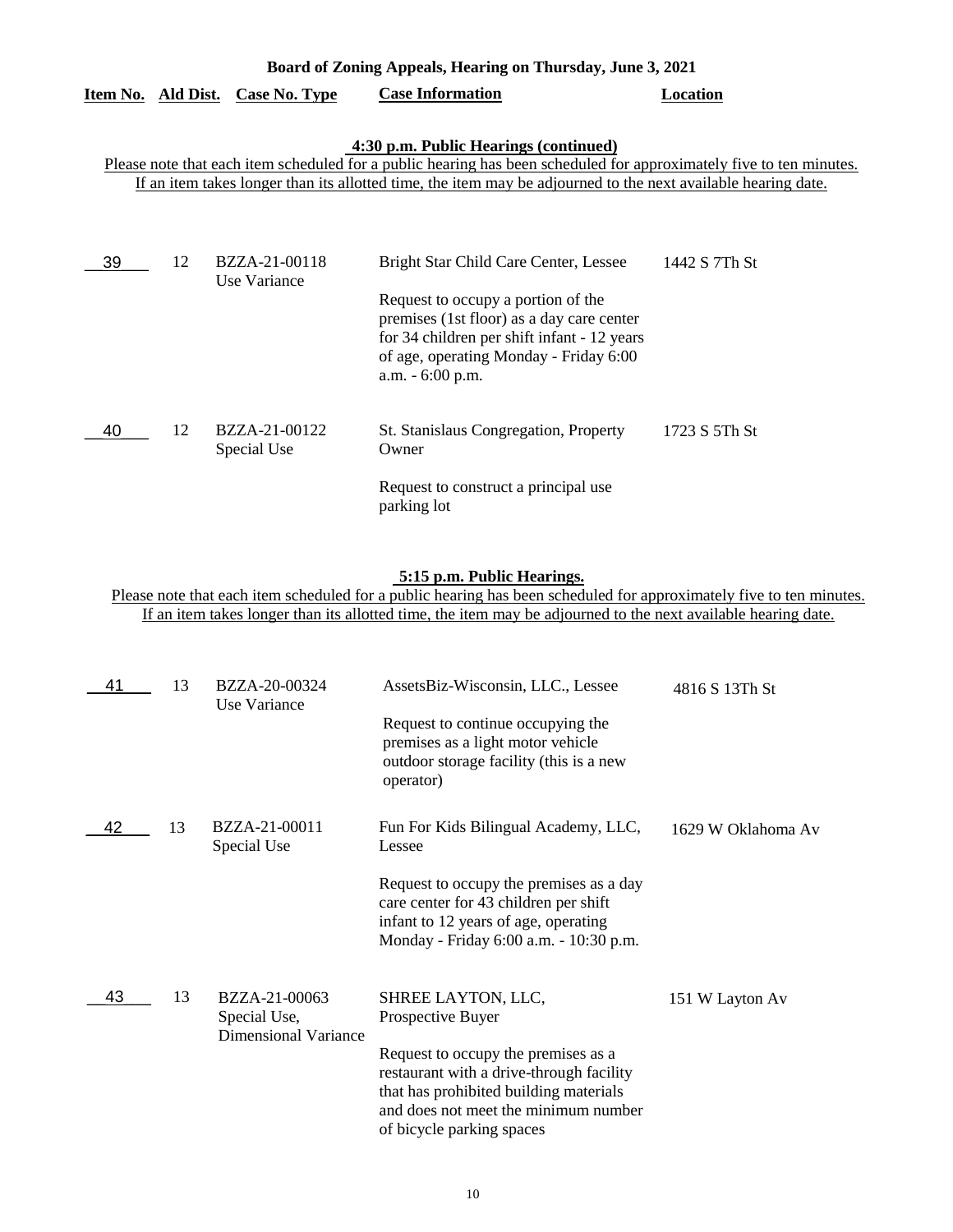**Board of Zoning Appeals, Hearing on Thursday, June 3, 2021**

**4:30 p.m. Public Hearings (continued)**

Please note that each item scheduled for a public hearing has been scheduled for approximately five to ten minutes. If an item takes longer than its allotted time, the item may be adjourned to the next available hearing date.

| Item No. | Ald Dist. | Case No. Type | Case Information | Location |
|---|---|---|---|---|
| 39 | 12 | BZZA-21-00118 Use Variance | Bright Star Child Care Center, Lessee<br><br>Request to occupy a portion of the premises (1st floor) as a day care center for 34 children per shift infant - 12 years of age, operating Monday - Friday 6:00 a.m. - 6:00 p.m. | 1442 S 7Th St |
| 40 | 12 | BZZA-21-00122 Special Use | St. Stanislaus Congregation, Property Owner<br><br>Request to construct a principal use parking lot | 1723 S 5Th St |

**5:15 p.m. Public Hearings.**

Please note that each item scheduled for a public hearing has been scheduled for approximately five to ten minutes. If an item takes longer than its allotted time, the item may be adjourned to the next available hearing date.

| Item No. | Ald Dist. | Case No. Type | Case Information | Location |
|---|---|---|---|---|
| 41 | 13 | BZZA-20-00324 Use Variance | AssetsBiz-Wisconsin, LLC., Lessee<br><br>Request to continue occupying the premises as a light motor vehicle outdoor storage facility (this is a new operator) | 4816 S 13Th St |
| 42 | 13 | BZZA-21-00011 Special Use | Fun For Kids Bilingual Academy, LLC, Lessee<br><br>Request to occupy the premises as a day care center for 43 children per shift infant to 12 years of age, operating Monday - Friday 6:00 a.m. - 10:30 p.m. | 1629 W Oklahoma Av |
| 43 | 13 | BZZA-21-00063 Special Use, Dimensional Variance | SHREE LAYTON, LLC, Prospective Buyer<br><br>Request to occupy the premises as a restaurant with a drive-through facility that has prohibited building materials and does not meet the minimum number of bicycle parking spaces | 151 W Layton Av |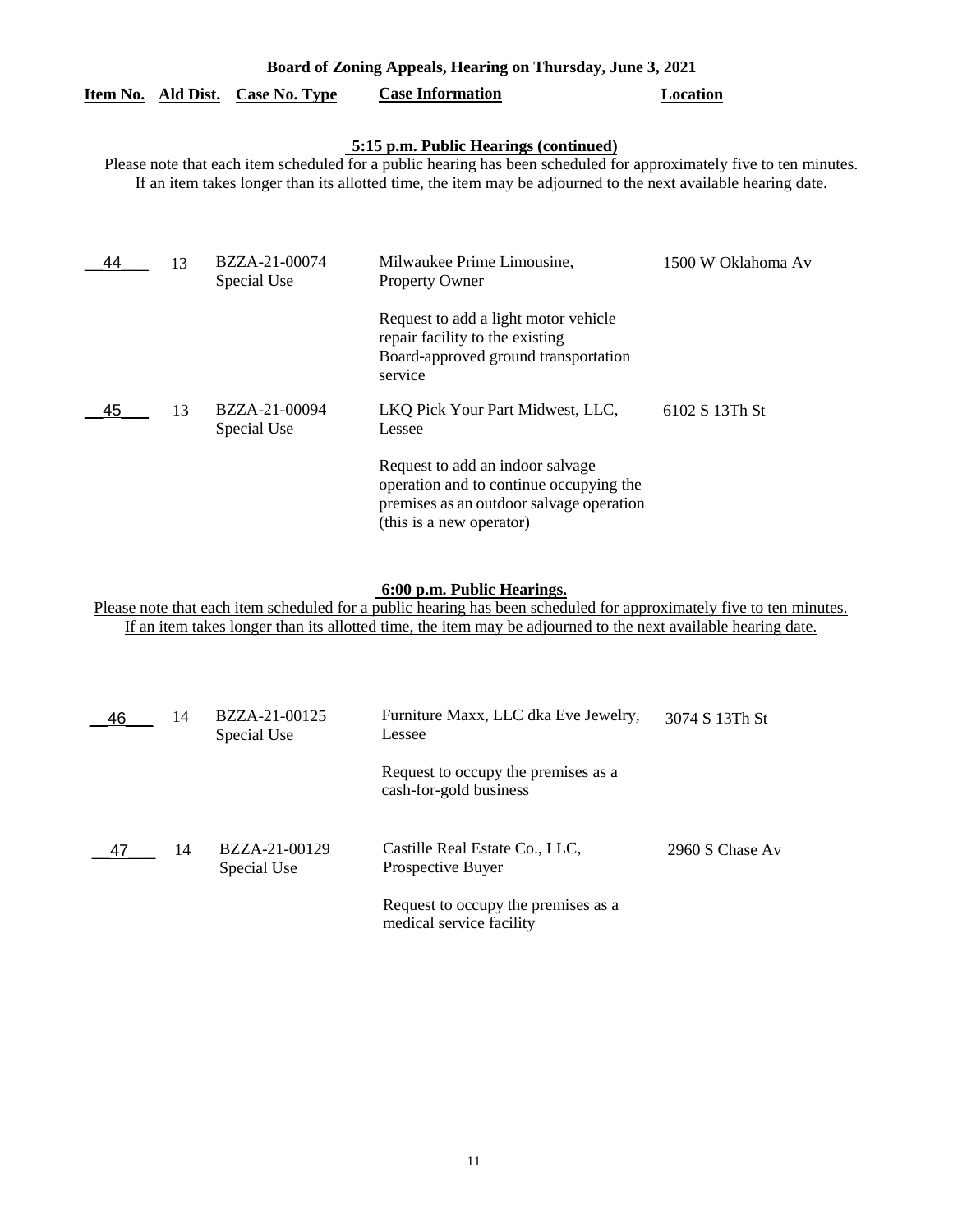**Board of Zoning Appeals, Hearing on Thursday, June 3, 2021**

| Item No. | Ald Dist. | Case No. Type | Case Information | Location |
|---|---|---|---|---|

**5:15 p.m. Public Hearings (continued)**

Please note that each item scheduled for a public hearing has been scheduled for approximately five to ten minutes. If an item takes longer than its allotted time, the item may be adjourned to the next available hearing date.

| Item No. | Ald Dist. | Case No. Type | Case Information | Location |
|---|---|---|---|---|
| 44 | 13 | BZZA-21-00074<br>Special Use | Milwaukee Prime Limousine,<br>Property Owner<br><br>Request to add a light motor vehicle repair facility to the existing Board-approved ground transportation service | 1500 W Oklahoma Av |
| 45 | 13 | BZZA-21-00094<br>Special Use | LKQ Pick Your Part Midwest, LLC,<br>Lessee<br><br>Request to add an indoor salvage operation and to continue occupying the premises as an outdoor salvage operation (this is a new operator) | 6102 S 13Th St |

**6:00 p.m. Public Hearings.**

Please note that each item scheduled for a public hearing has been scheduled for approximately five to ten minutes. If an item takes longer than its allotted time, the item may be adjourned to the next available hearing date.

| Item No. | Ald Dist. | Case No. Type | Case Information | Location |
|---|---|---|---|---|
| 46 | 14 | BZZA-21-00125<br>Special Use | Furniture Maxx, LLC dka Eve Jewelry,<br>Lessee<br><br>Request to occupy the premises as a cash-for-gold business | 3074 S 13Th St |
| 47 | 14 | BZZA-21-00129<br>Special Use | Castille Real Estate Co., LLC,<br>Prospective Buyer<br><br>Request to occupy the premises as a medical service facility | 2960 S Chase Av |